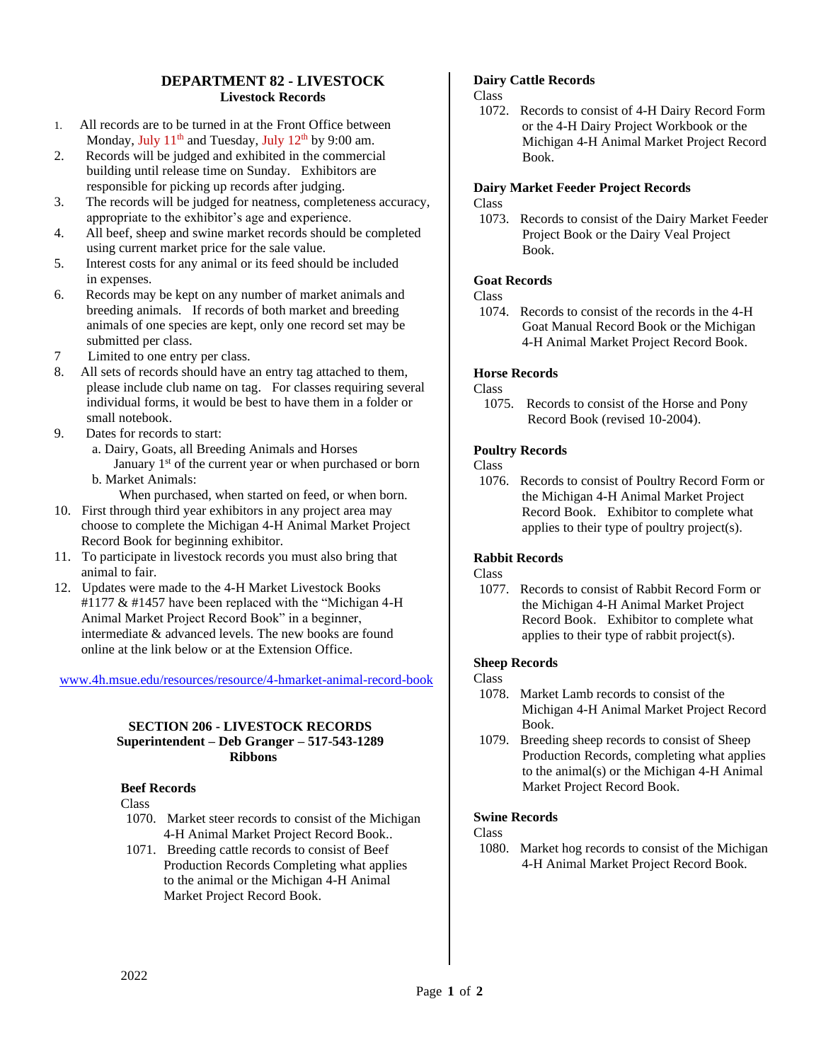# DEPARTMENT 82 - LIVESTOCK

## Livestock Records

1. All records are to be turned in at the Front Office between Monday, July 11th and Tuesday, July 12th by 9:00 am.
2. Records will be judged and exhibited in the commercial building until release time on Sunday. Exhibitors are responsible for picking up records after judging.
3. The records will be judged for neatness, completeness accuracy, appropriate to the exhibitor's age and experience.
4. All beef, sheep and swine market records should be completed using current market price for the sale value.
5. Interest costs for any animal or its feed should be included in expenses.
6. Records may be kept on any number of market animals and breeding animals. If records of both market and breeding animals of one species are kept, only one record set may be submitted per class.
7. Limited to one entry per class.
8. All sets of records should have an entry tag attached to them, please include club name on tag. For classes requiring several individual forms, it would be best to have them in a folder or small notebook.
9. Dates for records to start:
   a. Dairy, Goats, all Breeding Animals and Horses January 1st of the current year or when purchased or born
   b. Market Animals: When purchased, when started on feed, or when born.
10. First through third year exhibitors in any project area may choose to complete the Michigan 4-H Animal Market Project Record Book for beginning exhibitor.
11. To participate in livestock records you must also bring that animal to fair.
12. Updates were made to the 4-H Market Livestock Books #1177 & #1457 have been replaced with the "Michigan 4-H Animal Market Project Record Book" in a beginner, intermediate & advanced levels. The new books are found online at the link below or at the Extension Office.

www.4h.msue.edu/resources/resource/4-hmarket-animal-record-book

## SECTION 206 - LIVESTOCK RECORDS

**Superintendent – Deb Granger – 517-543-1289**

**Ribbons**

### Beef Records

Class

1070. Market steer records to consist of the Michigan 4-H Animal Market Project Record Book..
1071. Breeding cattle records to consist of Beef Production Records Completing what applies to the animal or the Michigan 4-H Animal Market Project Record Book.

### Dairy Cattle Records

Class

1072. Records to consist of 4-H Dairy Record Form or the 4-H Dairy Project Workbook or the Michigan 4-H Animal Market Project Record Book.

### Dairy Market Feeder Project Records

Class

1073. Records to consist of the Dairy Market Feeder Project Book or the Dairy Veal Project Book.

### Goat Records

Class

1074. Records to consist of the records in the 4-H Goat Manual Record Book or the Michigan 4-H Animal Market Project Record Book.

### Horse Records

Class

1075. Records to consist of the Horse and Pony Record Book (revised 10-2004).

### Poultry Records

Class

1076. Records to consist of Poultry Record Form or the Michigan 4-H Animal Market Project Record Book. Exhibitor to complete what applies to their type of poultry project(s).

### Rabbit Records

Class

1077. Records to consist of Rabbit Record Form or the Michigan 4-H Animal Market Project Record Book. Exhibitor to complete what applies to their type of rabbit project(s).

### Sheep Records

Class

1078. Market Lamb records to consist of the Michigan 4-H Animal Market Project Record Book.
1079. Breeding sheep records to consist of Sheep Production Records, completing what applies to the animal(s) or the Michigan 4-H Animal Market Project Record Book.

### Swine Records

Class

1080. Market hog records to consist of the Michigan 4-H Animal Market Project Record Book.

2022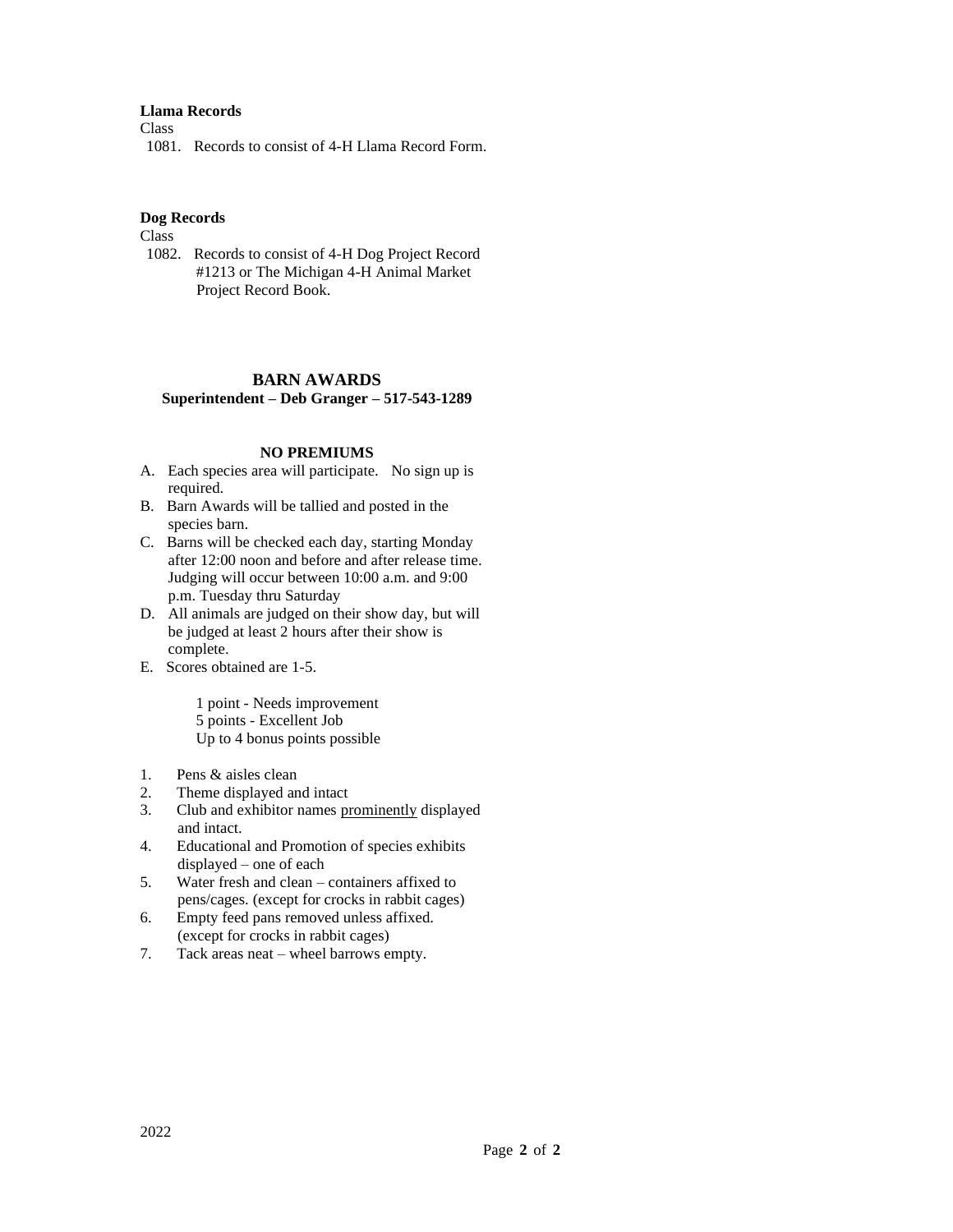**Llama Records**

Class

1081. Records to consist of 4-H Llama Record Form.

**Dog Records**

Class

1082. Records to consist of 4-H Dog Project Record #1213 or The Michigan 4-H Animal Market Project Record Book.

## BARN AWARDS

**Superintendent – Deb Granger – 517-543-1289**

**NO PREMIUMS**

A. Each species area will participate. No sign up is required.
B. Barn Awards will be tallied and posted in the species barn.
C. Barns will be checked each day, starting Monday after 12:00 noon and before and after release time. Judging will occur between 10:00 a.m. and 9:00 p.m. Tuesday thru Saturday
D. All animals are judged on their show day, but will be judged at least 2 hours after their show is complete.
E. Scores obtained are 1-5.

1 point - Needs improvement
5 points - Excellent Job
Up to 4 bonus points possible

1. Pens & aisles clean
2. Theme displayed and intact
3. Club and exhibitor names <u>prominently</u> displayed and intact.
4. Educational and Promotion of species exhibits displayed – one of each
5. Water fresh and clean – containers affixed to pens/cages. (except for crocks in rabbit cages)
6. Empty feed pans removed unless affixed. (except for crocks in rabbit cages)
7. Tack areas neat – wheel barrows empty.

2022